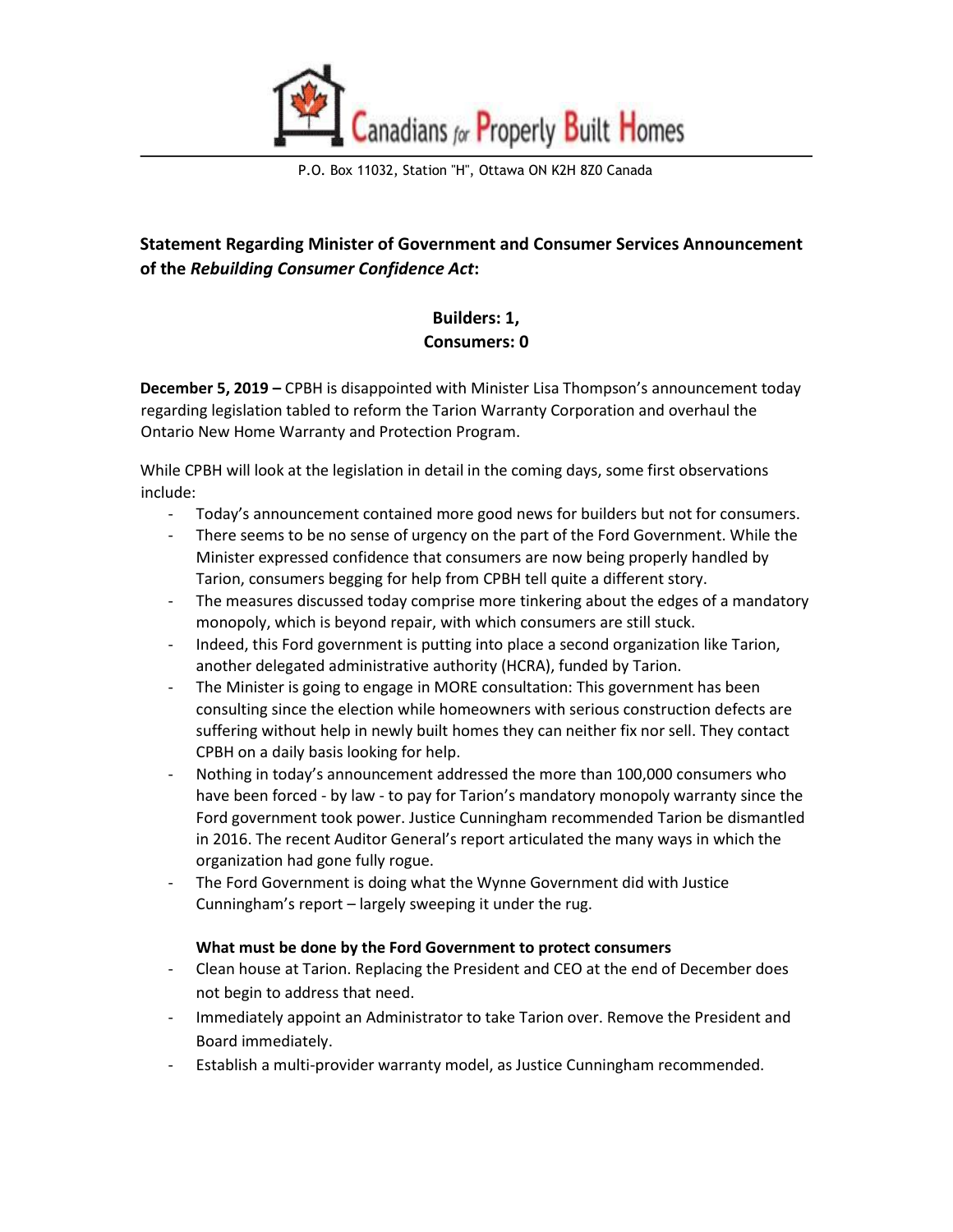Canadians for Properly Built Homes

P.O. Box 11032, Station "H", Ottawa ON K2H 8Z0 Canada

## Statement Regarding Minister of Government and Consumer Services Announcement of the *Rebuilding Consumer Confidence Act*:

**Builders: 1,**
**Consumers: 0**

**December 5, 2019 –** CPBH is disappointed with Minister Lisa Thompson's announcement today regarding legislation tabled to reform the Tarion Warranty Corporation and overhaul the Ontario New Home Warranty and Protection Program.

While CPBH will look at the legislation in detail in the coming days, some first observations include:

- Today's announcement contained more good news for builders but not for consumers.
- There seems to be no sense of urgency on the part of the Ford Government. While the Minister expressed confidence that consumers are now being properly handled by Tarion, consumers begging for help from CPBH tell quite a different story.
- The measures discussed today comprise more tinkering about the edges of a mandatory monopoly, which is beyond repair, with which consumers are still stuck.
- Indeed, this Ford government is putting into place a second organization like Tarion, another delegated administrative authority (HCRA), funded by Tarion.
- The Minister is going to engage in MORE consultation: This government has been consulting since the election while homeowners with serious construction defects are suffering without help in newly built homes they can neither fix nor sell. They contact CPBH on a daily basis looking for help.
- Nothing in today's announcement addressed the more than 100,000 consumers who have been forced - by law - to pay for Tarion's mandatory monopoly warranty since the Ford government took power. Justice Cunningham recommended Tarion be dismantled in 2016. The recent Auditor General's report articulated the many ways in which the organization had gone fully rogue.
- The Ford Government is doing what the Wynne Government did with Justice Cunningham's report – largely sweeping it under the rug.

**What must be done by the Ford Government to protect consumers**

- Clean house at Tarion. Replacing the President and CEO at the end of December does not begin to address that need.
- Immediately appoint an Administrator to take Tarion over. Remove the President and Board immediately.
- Establish a multi-provider warranty model, as Justice Cunningham recommended.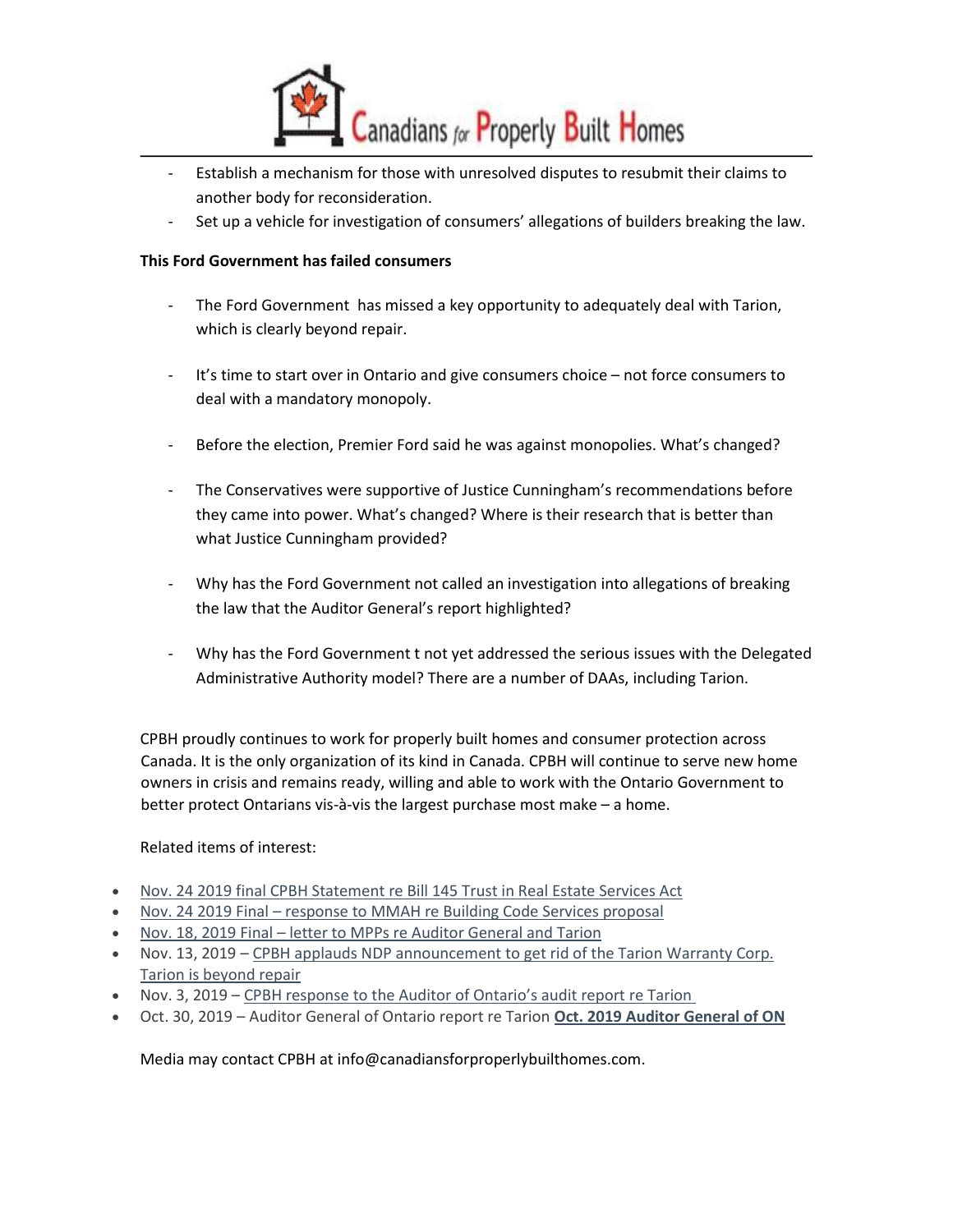- Establish a mechanism for those with unresolved disputes to resubmit their claims to another body for reconsideration.
- Set up a vehicle for investigation of consumers' allegations of builders breaking the law.

**This Ford Government has failed consumers**

- The Ford Government has missed a key opportunity to adequately deal with Tarion, which is clearly beyond repair.
- It's time to start over in Ontario and give consumers choice – not force consumers to deal with a mandatory monopoly.
- Before the election, Premier Ford said he was against monopolies. What's changed?
- The Conservatives were supportive of Justice Cunningham's recommendations before they came into power. What's changed? Where is their research that is better than what Justice Cunningham provided?
- Why has the Ford Government not called an investigation into allegations of breaking the law that the Auditor General's report highlighted?
- Why has the Ford Government t not yet addressed the serious issues with the Delegated Administrative Authority model? There are a number of DAAs, including Tarion.

CPBH proudly continues to work for properly built homes and consumer protection across Canada. It is the only organization of its kind in Canada. CPBH will continue to serve new home owners in crisis and remains ready, willing and able to work with the Ontario Government to better protect Ontarians vis-à-vis the largest purchase most make – a home.

Related items of interest:

- Nov. 24 2019 final CPBH Statement re Bill 145 Trust in Real Estate Services Act
- Nov. 24 2019 Final – response to MMAH re Building Code Services proposal
- Nov. 18, 2019 Final – letter to MPPs re Auditor General and Tarion
- Nov. 13, 2019 – CPBH applauds NDP announcement to get rid of the Tarion Warranty Corp. Tarion is beyond repair
- Nov. 3, 2019 – CPBH response to the Auditor of Ontario's audit report re Tarion
- Oct. 30, 2019 – Auditor General of Ontario report re Tarion **Oct. 2019 Auditor General of ON**

Media may contact CPBH at info@canadiansforproperlybuilthomes.com.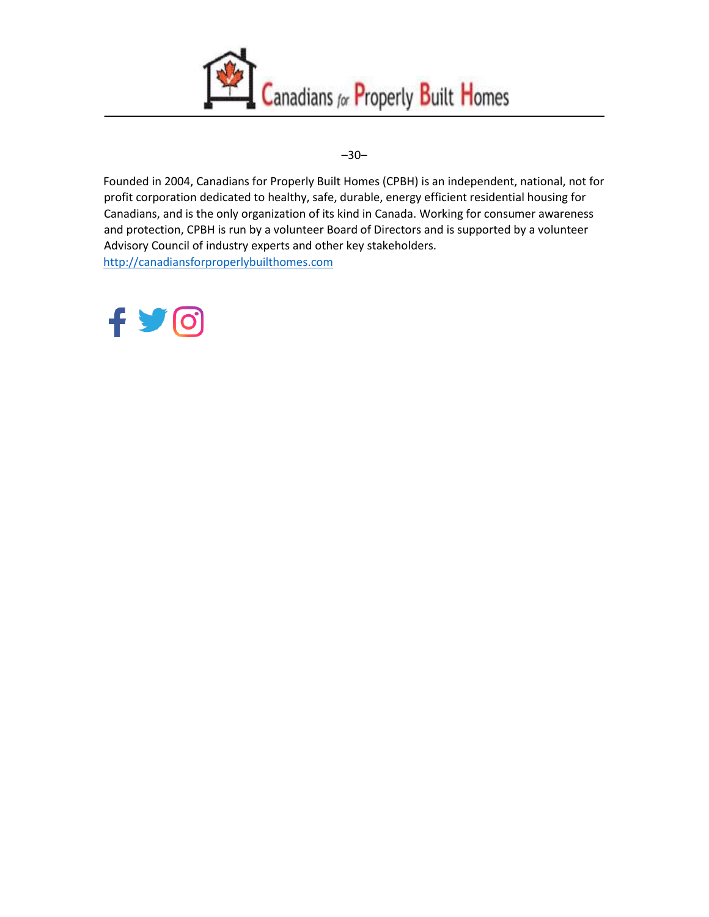–30–

Founded in 2004, Canadians for Properly Built Homes (CPBH) is an independent, national, not for profit corporation dedicated to healthy, safe, durable, energy efficient residential housing for Canadians, and is the only organization of its kind in Canada. Working for consumer awareness and protection, CPBH is run by a volunteer Board of Directors and is supported by a volunteer Advisory Council of industry experts and other key stakeholders.
http://canadiansforproperlybuilthomes.com